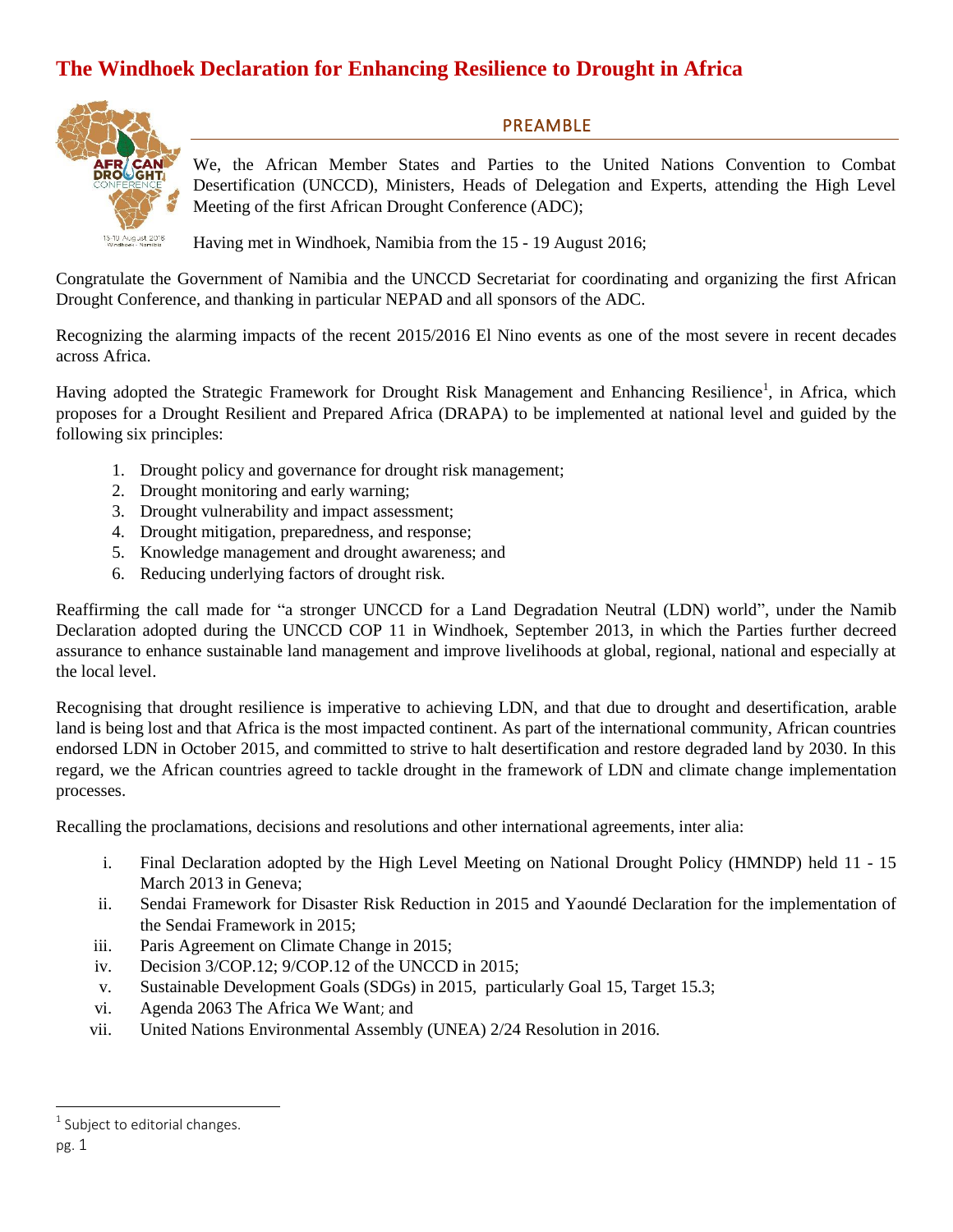# The Windhoek Declaration for Enhancing Resilience to Drought in Africa

## PREAMBLE

We, the African Member States and Parties to the United Nations Convention to Combat Desertification (UNCCD), Ministers, Heads of Delegation and Experts, attending the High Level Meeting of the first African Drought Conference (ADC);

Having met in Windhoek, Namibia from the 15 - 19 August 2016;

Congratulate the Government of Namibia and the UNCCD Secretariat for coordinating and organizing the first African Drought Conference, and thanking in particular NEPAD and all sponsors of the ADC.

Recognizing the alarming impacts of the recent 2015/2016 El Nino events as one of the most severe in recent decades across Africa.

Having adopted the Strategic Framework for Drought Risk Management and Enhancing Resilience[1], in Africa, which proposes for a Drought Resilient and Prepared Africa (DRAPA) to be implemented at national level and guided by the following six principles:

1. Drought policy and governance for drought risk management;
2. Drought monitoring and early warning;
3. Drought vulnerability and impact assessment;
4. Drought mitigation, preparedness, and response;
5. Knowledge management and drought awareness; and
6. Reducing underlying factors of drought risk.

Reaffirming the call made for "a stronger UNCCD for a Land Degradation Neutral (LDN) world", under the Namib Declaration adopted during the UNCCD COP 11 in Windhoek, September 2013, in which the Parties further decreed assurance to enhance sustainable land management and improve livelihoods at global, regional, national and especially at the local level.

Recognising that drought resilience is imperative to achieving LDN, and that due to drought and desertification, arable land is being lost and that Africa is the most impacted continent. As part of the international community, African countries endorsed LDN in October 2015, and committed to strive to halt desertification and restore degraded land by 2030. In this regard, we the African countries agreed to tackle drought in the framework of LDN and climate change implementation processes.

Recalling the proclamations, decisions and resolutions and other international agreements, inter alia:

i. Final Declaration adopted by the High Level Meeting on National Drought Policy (HMNDP) held 11 - 15 March 2013 in Geneva;
ii. Sendai Framework for Disaster Risk Reduction in 2015 and Yaoundé Declaration for the implementation of the Sendai Framework in 2015;
iii. Paris Agreement on Climate Change in 2015;
iv. Decision 3/COP.12; 9/COP.12 of the UNCCD in 2015;
v. Sustainable Development Goals (SDGs) in 2015, particularly Goal 15, Target 15.3;
vi. Agenda 2063 The Africa We Want; and
vii. United Nations Environmental Assembly (UNEA) 2/24 Resolution in 2016.

[1] Subject to editorial changes.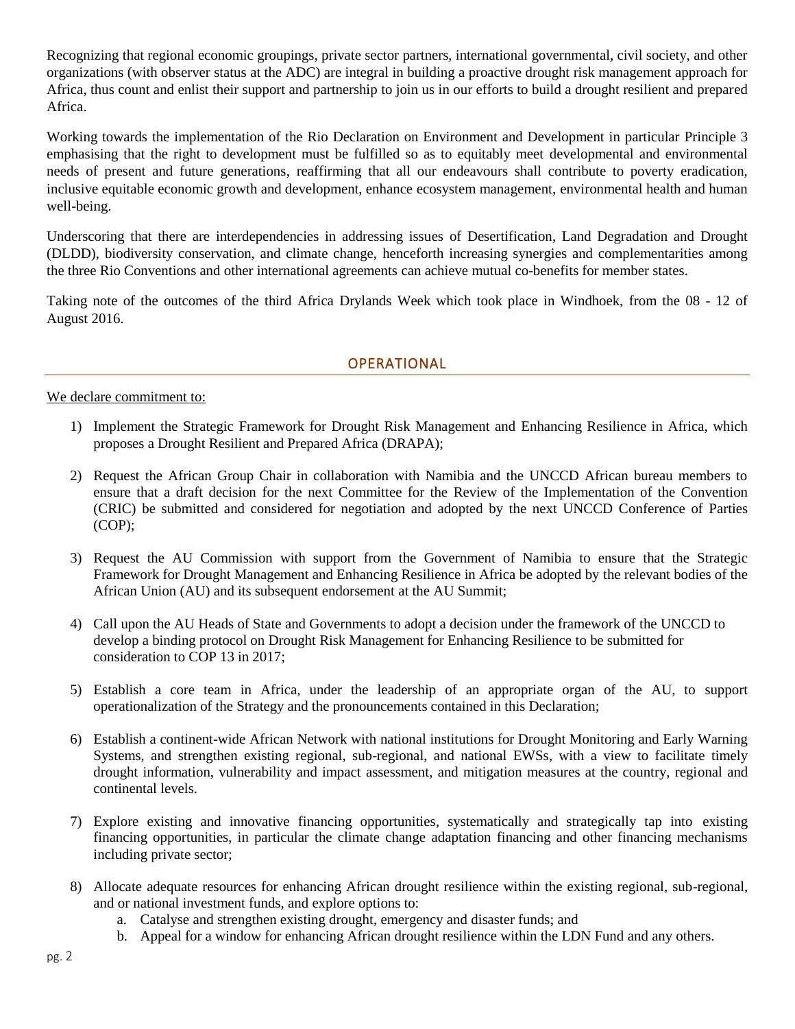Recognizing that regional economic groupings, private sector partners, international governmental, civil society, and other organizations (with observer status at the ADC) are integral in building a proactive drought risk management approach for Africa, thus count and enlist their support and partnership to join us in our efforts to build a drought resilient and prepared Africa.

Working towards the implementation of the Rio Declaration on Environment and Development in particular Principle 3 emphasising that the right to development must be fulfilled so as to equitably meet developmental and environmental needs of present and future generations, reaffirming that all our endeavours shall contribute to poverty eradication, inclusive equitable economic growth and development, enhance ecosystem management, environmental health and human well-being.

Underscoring that there are interdependencies in addressing issues of Desertification, Land Degradation and Drought (DLDD), biodiversity conservation, and climate change, henceforth increasing synergies and complementarities among the three Rio Conventions and other international agreements can achieve mutual co-benefits for member states.

Taking note of the outcomes of the third Africa Drylands Week which took place in Windhoek, from the 08 - 12 of August 2016.

## OPERATIONAL

We declare commitment to:

1) Implement the Strategic Framework for Drought Risk Management and Enhancing Resilience in Africa, which proposes a Drought Resilient and Prepared Africa (DRAPA);

2) Request the African Group Chair in collaboration with Namibia and the UNCCD African bureau members to ensure that a draft decision for the next Committee for the Review of the Implementation of the Convention (CRIC) be submitted and considered for negotiation and adopted by the next UNCCD Conference of Parties (COP);

3) Request the AU Commission with support from the Government of Namibia to ensure that the Strategic Framework for Drought Management and Enhancing Resilience in Africa be adopted by the relevant bodies of the African Union (AU) and its subsequent endorsement at the AU Summit;

4) Call upon the AU Heads of State and Governments to adopt a decision under the framework of the UNCCD to develop a binding protocol on Drought Risk Management for Enhancing Resilience to be submitted for consideration to COP 13 in 2017;

5) Establish a core team in Africa, under the leadership of an appropriate organ of the AU, to support operationalization of the Strategy and the pronouncements contained in this Declaration;

6) Establish a continent-wide African Network with national institutions for Drought Monitoring and Early Warning Systems, and strengthen existing regional, sub-regional, and national EWSs, with a view to facilitate timely drought information, vulnerability and impact assessment, and mitigation measures at the country, regional and continental levels.

7) Explore existing and innovative financing opportunities, systematically and strategically tap into existing financing opportunities, in particular the climate change adaptation financing and other financing mechanisms including private sector;

8) Allocate adequate resources for enhancing African drought resilience within the existing regional, sub-regional, and or national investment funds, and explore options to:
    a. Catalyse and strengthen existing drought, emergency and disaster funds; and
    b. Appeal for a window for enhancing African drought resilience within the LDN Fund and any others.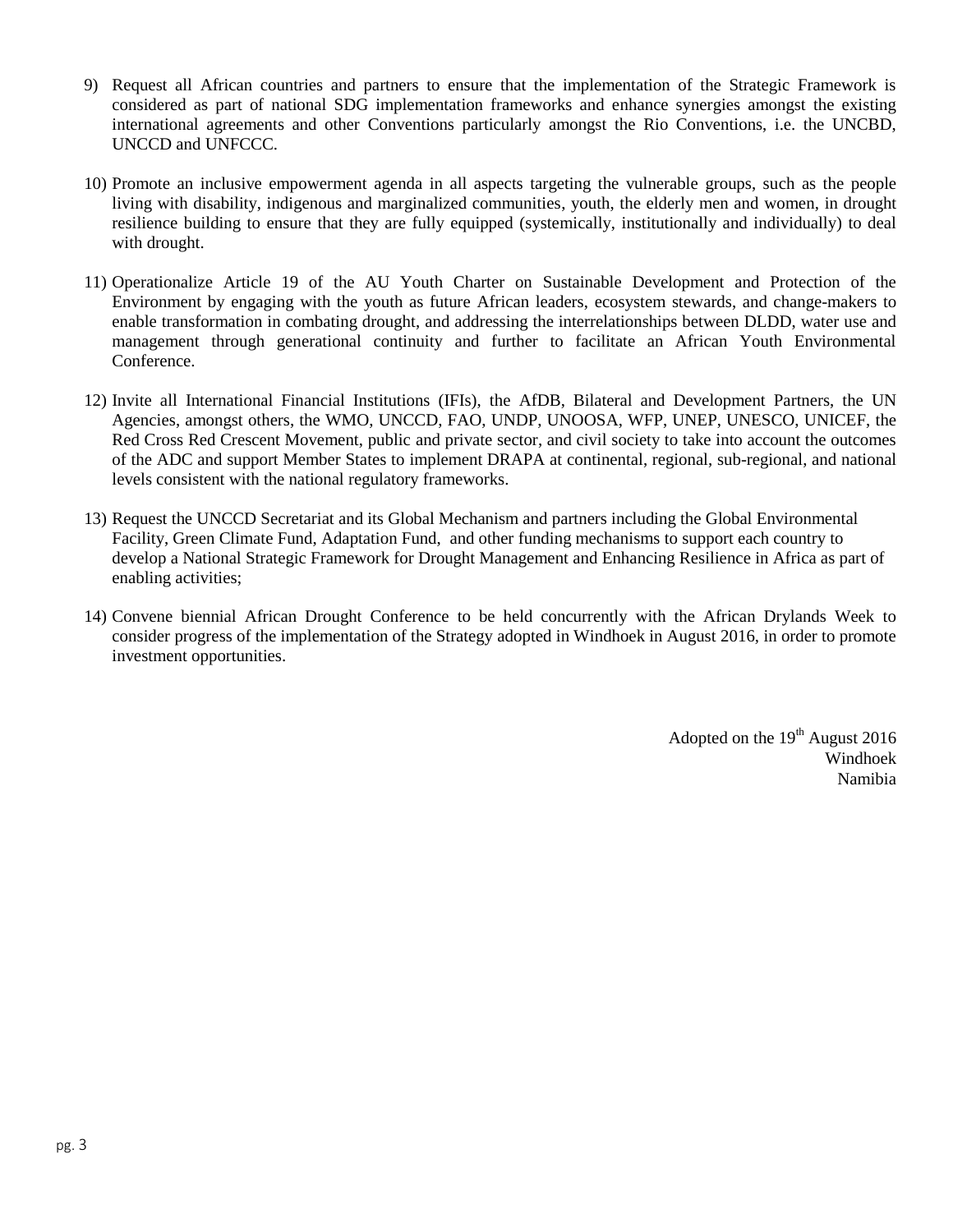9) Request all African countries and partners to ensure that the implementation of the Strategic Framework is considered as part of national SDG implementation frameworks and enhance synergies amongst the existing international agreements and other Conventions particularly amongst the Rio Conventions, i.e. the UNCBD, UNCCD and UNFCCC.

10) Promote an inclusive empowerment agenda in all aspects targeting the vulnerable groups, such as the people living with disability, indigenous and marginalized communities, youth, the elderly men and women, in drought resilience building to ensure that they are fully equipped (systemically, institutionally and individually) to deal with drought.

11) Operationalize Article 19 of the AU Youth Charter on Sustainable Development and Protection of the Environment by engaging with the youth as future African leaders, ecosystem stewards, and change-makers to enable transformation in combating drought, and addressing the interrelationships between DLDD, water use and management through generational continuity and further to facilitate an African Youth Environmental Conference.

12) Invite all International Financial Institutions (IFIs), the AfDB, Bilateral and Development Partners, the UN Agencies, amongst others, the WMO, UNCCD, FAO, UNDP, UNOOSA, WFP, UNEP, UNESCO, UNICEF, the Red Cross Red Crescent Movement, public and private sector, and civil society to take into account the outcomes of the ADC and support Member States to implement DRAPA at continental, regional, sub-regional, and national levels consistent with the national regulatory frameworks.

13) Request the UNCCD Secretariat and its Global Mechanism and partners including the Global Environmental Facility, Green Climate Fund, Adaptation Fund, and other funding mechanisms to support each country to develop a National Strategic Framework for Drought Management and Enhancing Resilience in Africa as part of enabling activities;

14) Convene biennial African Drought Conference to be held concurrently with the African Drylands Week to consider progress of the implementation of the Strategy adopted in Windhoek in August 2016, in order to promote investment opportunities.

Adopted on the 19th August 2016  
Windhoek  
Namibia